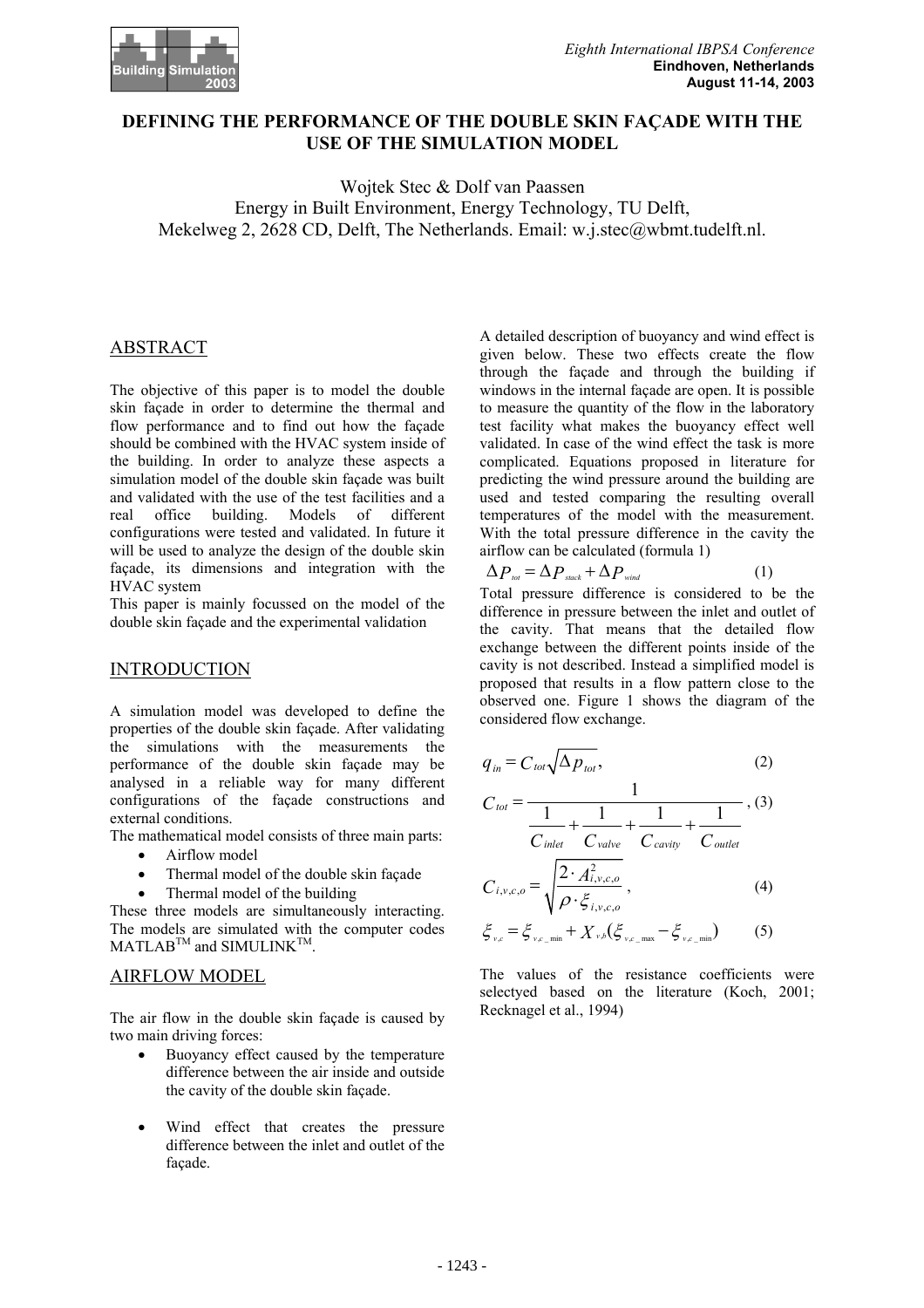# DEFINING THE PERFORMANCE OF THE DOUBLE SKIN FAÇADE WITH THE USE OF THE SIMULATION MODEL

Wojtek Stec & Dolf van Paassen
Energy in Built Environment, Energy Technology, TU Delft,
Mekelweg 2, 2628 CD, Delft, The Netherlands. Email: w.j.stec@wbmt.tudelft.nl.

## ABSTRACT

The objective of this paper is to model the double skin façade in order to determine the thermal and flow performance and to find out how the façade should be combined with the HVAC system inside of the building. In order to analyze these aspects a simulation model of the double skin façade was built and validated with the use of the test facilities and a real office building. Models of different configurations were tested and validated. In future it will be used to analyze the design of the double skin façade, its dimensions and integration with the HVAC system

This paper is mainly focussed on the model of the double skin façade and the experimental validation

## INTRODUCTION

A simulation model was developed to define the properties of the double skin façade. After validating the simulations with the measurements the performance of the double skin façade may be analysed in a reliable way for many different configurations of the façade constructions and external conditions.

The mathematical model consists of three main parts:

- Airflow model
- Thermal model of the double skin façade
- Thermal model of the building

These three models are simultaneously interacting. The models are simulated with the computer codes MATLAB™ and SIMULINK™.

## AIRFLOW MODEL

The air flow in the double skin façade is caused by two main driving forces:

- Buoyancy effect caused by the temperature difference between the air inside and outside the cavity of the double skin façade.
- Wind effect that creates the pressure difference between the inlet and outlet of the façade.

A detailed description of buoyancy and wind effect is given below. These two effects create the flow through the façade and through the building if windows in the internal façade are open. It is possible to measure the quantity of the flow in the laboratory test facility what makes the buoyancy effect well validated. In case of the wind effect the task is more complicated. Equations proposed in literature for predicting the wind pressure around the building are used and tested comparing the resulting overall temperatures of the model with the measurement. With the total pressure difference in the cavity the airflow can be calculated (formula 1)

$$\Delta P_{tot} = \Delta P_{stack} + \Delta P_{wind} \tag{1}$$

Total pressure difference is considered to be the difference in pressure between the inlet and outlet of the cavity. That means that the detailed flow exchange between the different points inside of the cavity is not described. Instead a simplified model is proposed that results in a flow pattern close to the observed one. Figure 1 shows the diagram of the considered flow exchange.

$$q_{in} = C_{tot}\sqrt{\Delta p_{tot}}, \tag{2}$$

$$C_{tot} = \frac{1}{\dfrac{1}{C_{inlet}} + \dfrac{1}{C_{valve}} + \dfrac{1}{C_{cavity}} + \dfrac{1}{C_{outlet}}}, \tag{3}$$

$$C_{i,v,c,o} = \sqrt{\frac{2 \cdot A_{i,v,c,o}^{2}}{\rho \cdot \xi_{i,v,c,o}}}, \tag{4}$$

$$\xi_{v,c} = \xi_{v,c\_\min} + X_{v,b}(\xi_{v,c\_\max} - \xi_{v,c\_\min}) \tag{5}$$

The values of the resistance coefficients were selectyed based on the literature (Koch, 2001; Recknagel et al., 1994)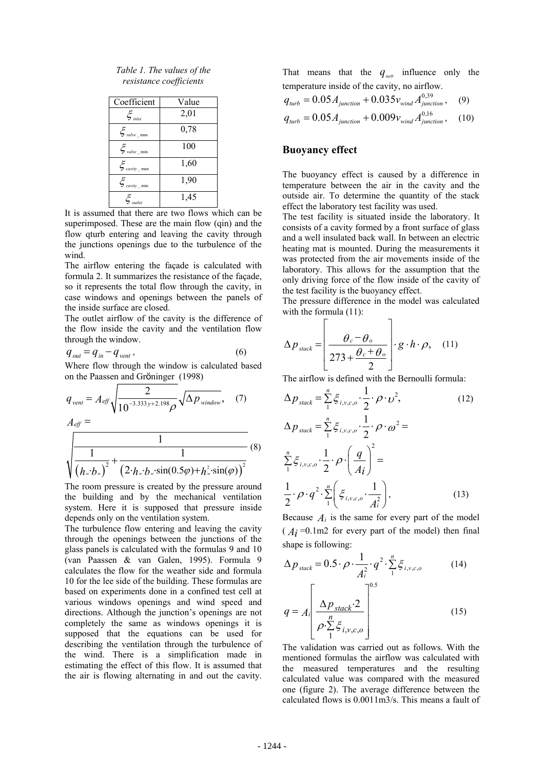*Table 1. The values of the resistance coefficients*

| Coefficient | Value |
|---|---|
| $\xi_{inlet}$ | 2,01 |
| $\xi_{valve\_max}$ | 0,78 |
| $\xi_{valve\_min}$ | 100 |
| $\xi_{cavity\_max}$ | 1,60 |
| $\xi_{cavity\_min}$ | 1,90 |
| $\xi_{outlet}$ | 1,45 |

It is assumed that there are two flows which can be superimposed. These are the main flow (qin) and the flow qturb entering and leaving the cavity through the junctions openings due to the turbulence of the wind.

The airflow entering the façade is calculated with formula 2. It summarizes the resistance of the façade, so it represents the total flow through the cavity, in case windows and openings between the panels of the inside surface are closed.

The outlet airflow of the cavity is the difference of the flow inside the cavity and the ventilation flow through the window.

$$q_{out} = q_{in} - q_{vent}, \qquad (6)$$

Where flow through the window is calculated based on the Paassen and Gröninger (1998)

$$q_{vent} = A_{eff}\sqrt{\frac{2}{10^{-3.333y+2.198}\rho}}\sqrt{\Delta p_{window}}, \quad (7)$$

$$A_{eff} = \sqrt{\frac{1}{\frac{1}{(h_w \cdot b_w)^2} + \frac{1}{(2 \cdot h_w \cdot b_w \cdot \sin(0.5\varphi) + h_w^2 \cdot \sin(\varphi))^2}}} \quad (8)$$

The room pressure is created by the pressure around the building and by the mechanical ventilation system. Here it is supposed that pressure inside depends only on the ventilation system.

The turbulence flow entering and leaving the cavity through the openings between the junctions of the glass panels is calculated with the formulas 9 and 10 (van Paassen & van Galen, 1995). Formula 9 calculates the flow for the weather side and formula 10 for the lee side of the building. These formulas are based on experiments done in a confined test cell at various windows openings and wind speed and directions. Although the junction's openings are not completely the same as windows openings it is supposed that the equations can be used for describing the ventilation through the turbulence of the wind. There is a simplification made in estimating the effect of this flow. It is assumed that the air is flowing alternating in and out the cavity. That means that the $q_{turb}$ influence only the temperature inside of the cavity, no airflow.

$$q_{turb} = 0.05A_{junction} + 0.035v_{wind}A_{junction}^{0,39}, \quad (9)$$

$$q_{turb} = 0.05A_{junction} + 0.009v_{wind}A_{junction}^{0,16}, \quad (10)$$

## Buoyancy effect

The buoyancy effect is caused by a difference in temperature between the air in the cavity and the outside air. To determine the quantity of the stack effect the laboratory test facility was used.

The test facility is situated inside the laboratory. It consists of a cavity formed by a front surface of glass and a well insulated back wall. In between an electric heating mat is mounted. During the measurements it was protected from the air movements inside of the laboratory. This allows for the assumption that the only driving force of the flow inside of the cavity of the test facility is the buoyancy effect.

The pressure difference in the model was calculated with the formula (11):

$$\Delta p_{stack} = \left[\frac{\theta_c - \theta_o}{273 + \frac{\theta_c + \theta_o}{2}}\right] \cdot g \cdot h \cdot \rho, \quad (11)$$

The airflow is defined with the Bernoulli formula:

$$\Delta p_{stack} = \sum_1^n \xi_{i,v,c,o} \cdot \frac{1}{2} \cdot \rho \cdot \upsilon^2, \qquad (12)$$

$$\Delta p_{stack} = \sum_1^n \xi_{i,v,c,o} \cdot \frac{1}{2} \cdot \rho \cdot \omega^2 = \sum_1^n \xi_{i,v,c,o} \cdot \frac{1}{2} \cdot \rho \cdot \left(\frac{q}{A_i}\right)^2 = \frac{1}{2} \cdot \rho \cdot q^2 \cdot \sum_1^n \left(\xi_{i,v,c,o} \cdot \frac{1}{A_i^2}\right), \qquad (13)$$

Because $A_i$ is the same for every part of the model ($A_i$ =0.1m2 for every part of the model) then final shape is following:

$$\Delta p_{stack} = 0.5 \cdot \rho \cdot \frac{1}{A_i^2} \cdot q^2 \cdot \sum_1^n \xi_{i,v,c,o} \qquad (14)$$

$$q = A_i \left[\frac{\Delta p_{stack} \cdot 2}{\rho \cdot \sum_1^n \xi_{i,v,c,o}}\right]^{0.5} \qquad (15)$$

The validation was carried out as follows. With the mentioned formulas the airflow was calculated with the measured temperatures and the resulting calculated value was compared with the measured one (figure 2). The average difference between the calculated flows is 0.0011m3/s. This means a fault of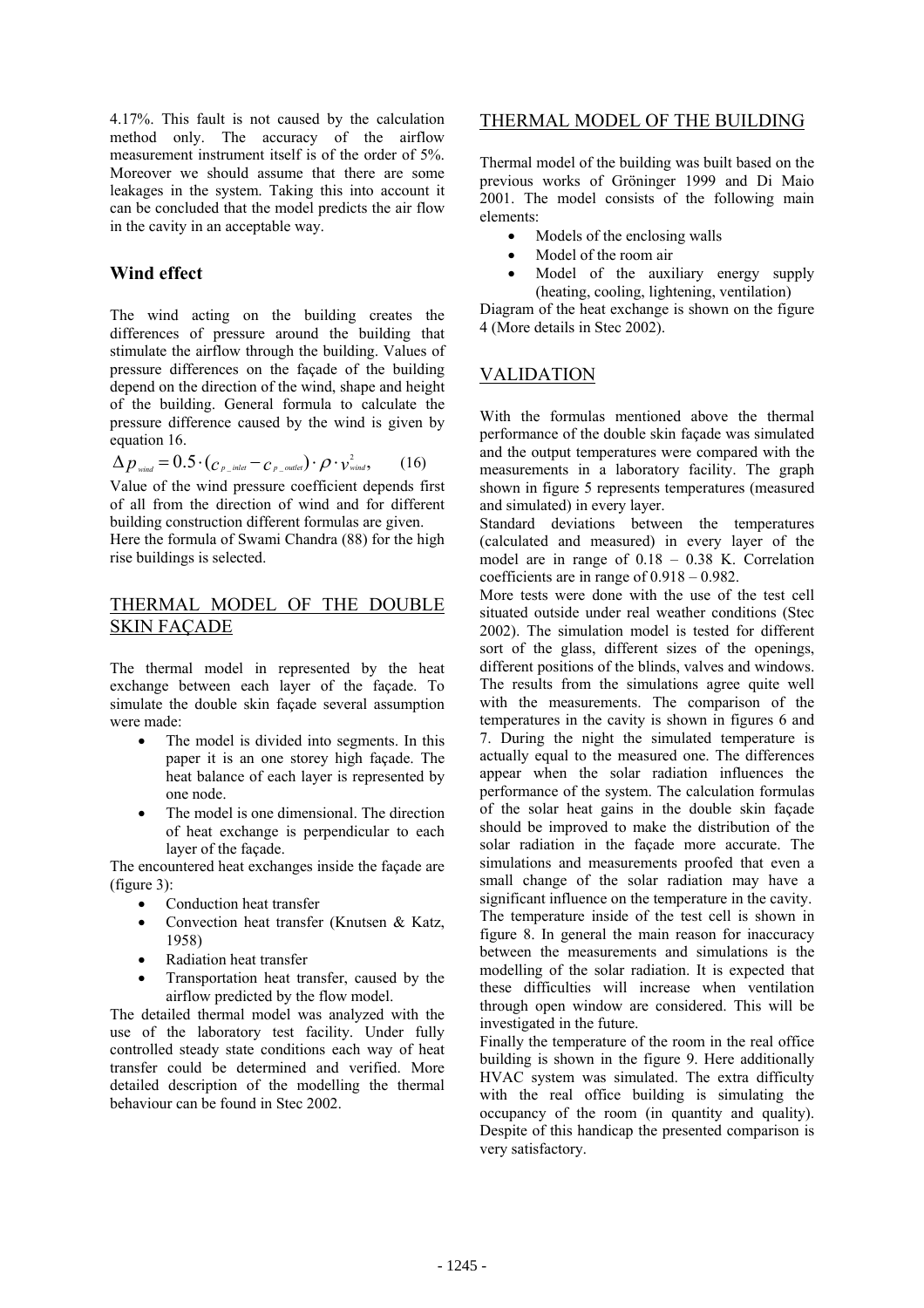4.17%. This fault is not caused by the calculation method only. The accuracy of the airflow measurement instrument itself is of the order of 5%. Moreover we should assume that there are some leakages in the system. Taking this into account it can be concluded that the model predicts the air flow in the cavity in an acceptable way.

## Wind effect

The wind acting on the building creates the differences of pressure around the building that stimulate the airflow through the building. Values of pressure differences on the façade of the building depend on the direction of the wind, shape and height of the building. General formula to calculate the pressure difference caused by the wind is given by equation 16.

$$\Delta p_{wind} = 0.5 \cdot (c_{p\_inlet} - c_{p\_outlet}) \cdot \rho \cdot v_{wind}^2, \qquad (16)$$

Value of the wind pressure coefficient depends first of all from the direction of wind and for different building construction different formulas are given. Here the formula of Swami Chandra (88) for the high rise buildings is selected.

## THERMAL MODEL OF THE DOUBLE SKIN FAÇADE

The thermal model in represented by the heat exchange between each layer of the façade. To simulate the double skin façade several assumption were made:

- The model is divided into segments. In this paper it is an one storey high façade. The heat balance of each layer is represented by one node.
- The model is one dimensional. The direction of heat exchange is perpendicular to each layer of the façade.

The encountered heat exchanges inside the façade are (figure 3):

- Conduction heat transfer
- Convection heat transfer (Knutsen & Katz, 1958)
- Radiation heat transfer
- Transportation heat transfer, caused by the airflow predicted by the flow model.

The detailed thermal model was analyzed with the use of the laboratory test facility. Under fully controlled steady state conditions each way of heat transfer could be determined and verified. More detailed description of the modelling the thermal behaviour can be found in Stec 2002.

## THERMAL MODEL OF THE BUILDING

Thermal model of the building was built based on the previous works of Gröninger 1999 and Di Maio 2001. The model consists of the following main elements:

- Models of the enclosing walls
- Model of the room air
- Model of the auxiliary energy supply (heating, cooling, lightening, ventilation)

Diagram of the heat exchange is shown on the figure 4 (More details in Stec 2002).

## VALIDATION

With the formulas mentioned above the thermal performance of the double skin façade was simulated and the output temperatures were compared with the measurements in a laboratory facility. The graph shown in figure 5 represents temperatures (measured and simulated) in every layer.

Standard deviations between the temperatures (calculated and measured) in every layer of the model are in range of 0.18 – 0.38 K. Correlation coefficients are in range of 0.918 – 0.982.

More tests were done with the use of the test cell situated outside under real weather conditions (Stec 2002). The simulation model is tested for different sort of the glass, different sizes of the openings, different positions of the blinds, valves and windows. The results from the simulations agree quite well with the measurements. The comparison of the temperatures in the cavity is shown in figures 6 and 7. During the night the simulated temperature is actually equal to the measured one. The differences appear when the solar radiation influences the performance of the system. The calculation formulas of the solar heat gains in the double skin façade should be improved to make the distribution of the solar radiation in the façade more accurate. The simulations and measurements proofed that even a small change of the solar radiation may have a significant influence on the temperature in the cavity. The temperature inside of the test cell is shown in figure 8. In general the main reason for inaccuracy between the measurements and simulations is the modelling of the solar radiation. It is expected that these difficulties will increase when ventilation through open window are considered. This will be investigated in the future.

Finally the temperature of the room in the real office building is shown in the figure 9. Here additionally HVAC system was simulated. The extra difficulty with the real office building is simulating the occupancy of the room (in quantity and quality). Despite of this handicap the presented comparison is very satisfactory.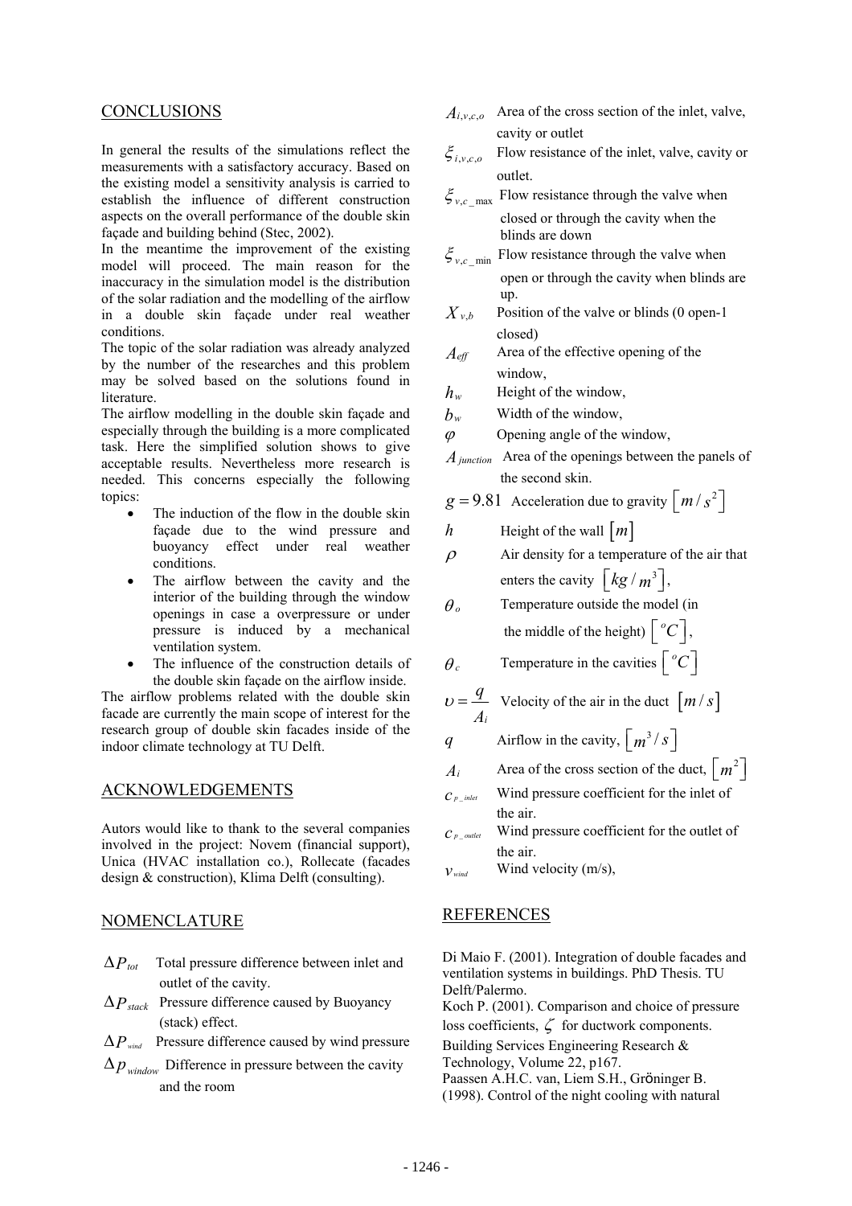## CONCLUSIONS

In general the results of the simulations reflect the measurements with a satisfactory accuracy. Based on the existing model a sensitivity analysis is carried to establish the influence of different construction aspects on the overall performance of the double skin façade and building behind (Stec, 2002).

In the meantime the improvement of the existing model will proceed. The main reason for the inaccuracy in the simulation model is the distribution of the solar radiation and the modelling of the airflow in a double skin façade under real weather conditions.

The topic of the solar radiation was already analyzed by the number of the researches and this problem may be solved based on the solutions found in literature.

The airflow modelling in the double skin façade and especially through the building is a more complicated task. Here the simplified solution shows to give acceptable results. Nevertheless more research is needed. This concerns especially the following topics:

- The induction of the flow in the double skin façade due to the wind pressure and buoyancy effect under real weather conditions.
- The airflow between the cavity and the interior of the building through the window openings in case a overpressure or under pressure is induced by a mechanical ventilation system.
- The influence of the construction details of the double skin façade on the airflow inside.

The airflow problems related with the double skin facade are currently the main scope of interest for the research group of double skin facades inside of the indoor climate technology at TU Delft.

## ACKNOWLEDGEMENTS

Autors would like to thank to the several companies involved in the project: Novem (financial support), Unica (HVAC installation co.), Rollecate (facades design & construction), Klima Delft (consulting).

## NOMENCLATURE

$\Delta P_{tot}$ Total pressure difference between inlet and outlet of the cavity.

$\Delta P_{stack}$ Pressure difference caused by Buoyancy (stack) effect.

$\Delta P_{wind}$ Pressure difference caused by wind pressure

$\Delta p_{window}$ Difference in pressure between the cavity and the room

$A_{i,v,c,o}$ Area of the cross section of the inlet, valve, cavity or outlet

$\xi_{i,v,c,o}$ Flow resistance of the inlet, valve, cavity or outlet.

$\xi_{v,c\_max}$ Flow resistance through the valve when closed or through the cavity when the blinds are down

$\xi_{v,c\_min}$ Flow resistance through the valve when open or through the cavity when blinds are up.

$X_{v,b}$ Position of the valve or blinds (0 open-1 closed)

$A_{eff}$ Area of the effective opening of the window,

$h_w$ Height of the window,

$b_w$ Width of the window,

$\varphi$ Opening angle of the window,

$A_{junction}$ Area of the openings between the panels of the second skin.

$g = 9.81$ Acceleration due to gravity $\left[m/s^2\right]$

$h$ Height of the wall $\left[m\right]$

$\rho$ Air density for a temperature of the air that enters the cavity $\left[kg/m^3\right]$,

$\theta_o$ Temperature outside the model (in the middle of the height) $\left[{}^oC\right]$,

$\theta_c$ Temperature in the cavities $\left[{}^oC\right]$

$\upsilon = \dfrac{q}{A_i}$ Velocity of the air in the duct $\left[m/s\right]$

$q$ Airflow in the cavity, $\left[m^3/s\right]$

$A_i$ Area of the cross section of the duct, $\left[m^2\right]$

$c_{p\_inlet}$ Wind pressure coefficient for the inlet of the air.

$c_{p\_outlet}$ Wind pressure coefficient for the outlet of the air.

$v_{wind}$ Wind velocity (m/s),

## REFERENCES

Di Maio F. (2001). Integration of double facades and ventilation systems in buildings. PhD Thesis. TU Delft/Palermo.

Koch P. (2001). Comparison and choice of pressure loss coefficients, $\zeta$ for ductwork components. Building Services Engineering Research & Technology, Volume 22, p167.

Paassen A.H.C. van, Liem S.H., Gröninger B. (1998). Control of the night cooling with natural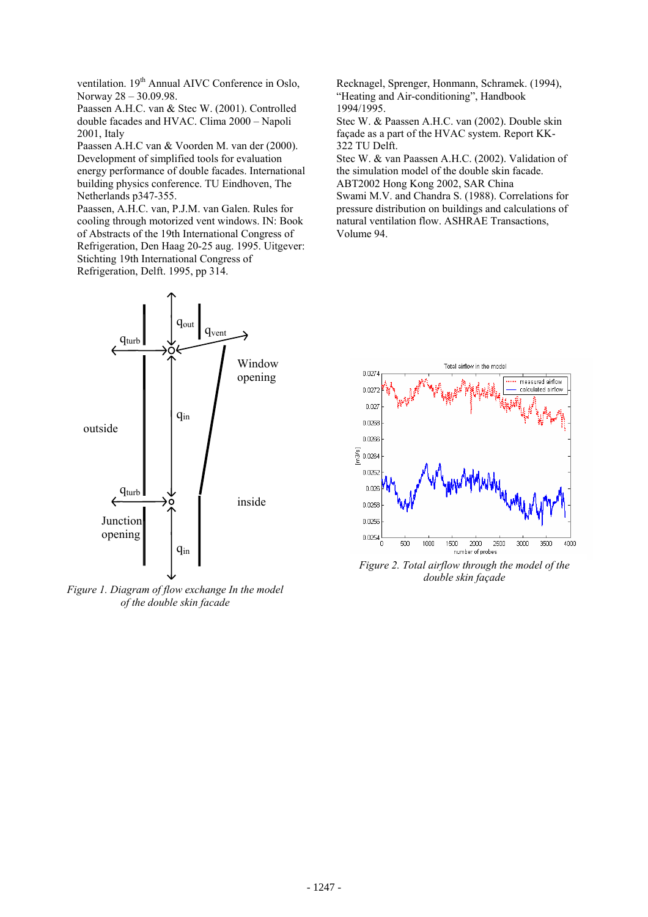ventilation. 19th Annual AIVC Conference in Oslo, Norway 28 – 30.09.98.

Paassen A.H.C. van & Stec W. (2001). Controlled double facades and HVAC. Clima 2000 – Napoli 2001, Italy

Paassen A.H.C van & Voorden M. van der (2000). Development of simplified tools for evaluation energy performance of double facades. International building physics conference. TU Eindhoven, The Netherlands p347-355.

Paassen, A.H.C. van, P.J.M. van Galen. Rules for cooling through motorized vent windows. IN: Book of Abstracts of the 19th International Congress of Refrigeration, Den Haag 20-25 aug. 1995. Uitgever: Stichting 19th International Congress of Refrigeration, Delft. 1995, pp 314.

Recknagel, Sprenger, Honmann, Schramek. (1994), "Heating and Air-conditioning", Handbook 1994/1995.

Stec W. & Paassen A.H.C. van (2002). Double skin façade as a part of the HVAC system. Report KK-322 TU Delft.

Stec W. & van Paassen A.H.C. (2002). Validation of the simulation model of the double skin facade. ABT2002 Hong Kong 2002, SAR China

Swami M.V. and Chandra S. (1988). Correlations for pressure distribution on buildings and calculations of natural ventilation flow. ASHRAE Transactions, Volume 94.

*Figure 1. Diagram of flow exchange In the model of the double skin facade*

*Figure 2. Total airflow through the model of the double skin façade*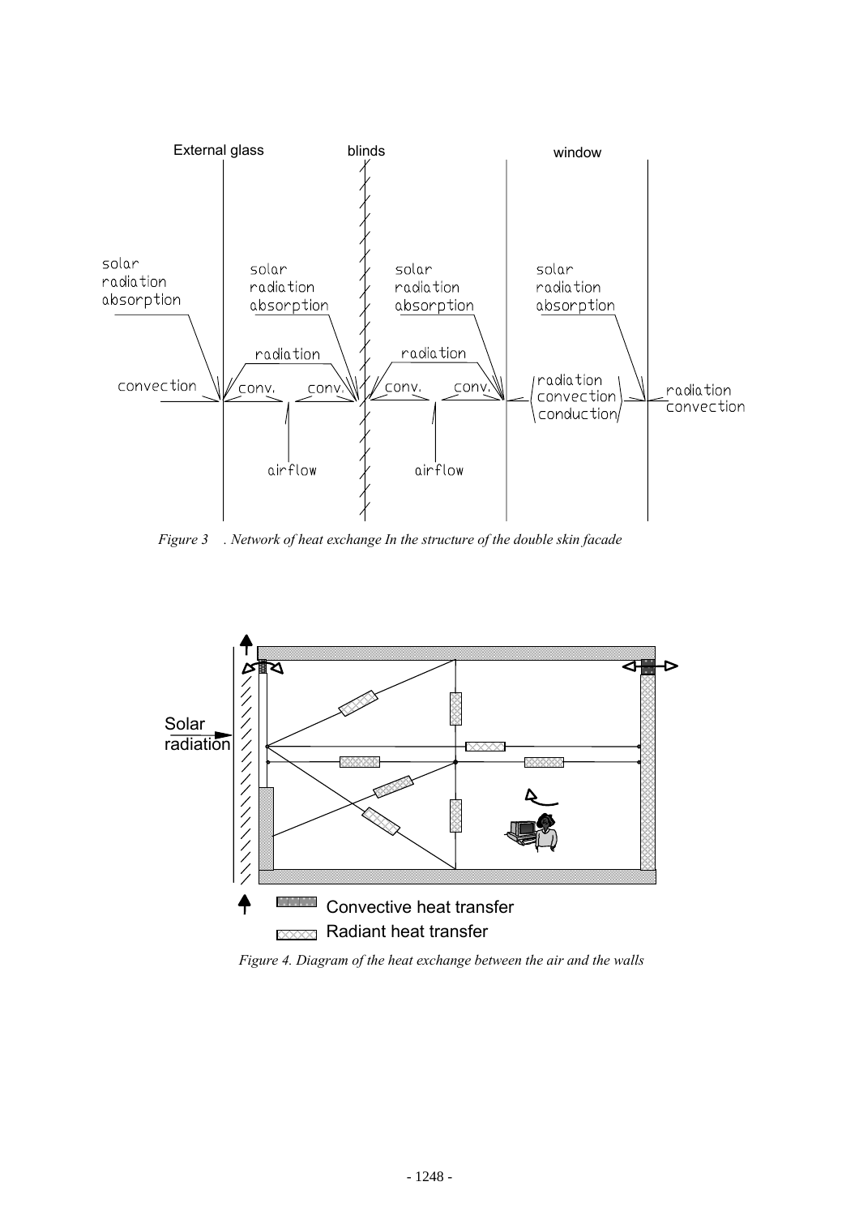*Figure 3 . Network of heat exchange In the structure of the double skin facade*

*Figure 4. Diagram of the heat exchange between the air and the walls*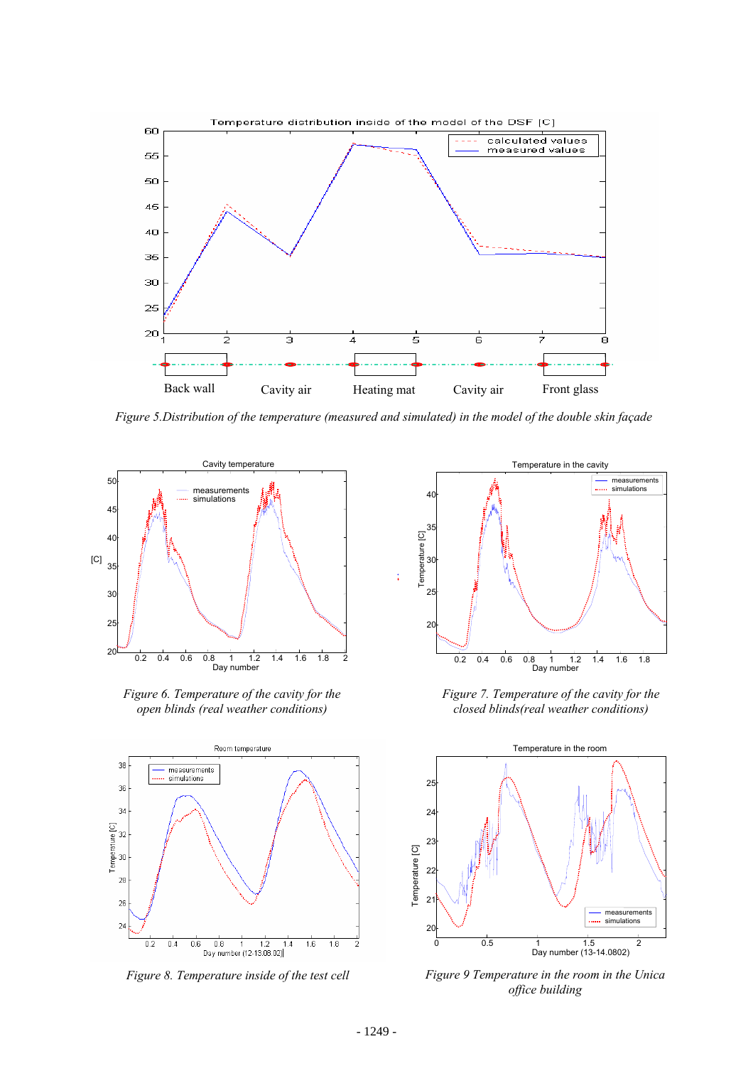Temperature distribution inside of the model of the DSF [C]

60
55
50
45
40
35
30
25
20

1 2 3 4 5 6 7 8

calculated values
measured values

Back wall
Cavity air
Heating mat
Cavity air
Front glass

*Figure 5.Distribution of the temperature (measured and simulated) in the model of the double skin façade*

Cavity temperature

[C]

50
45
40
35
30
25
20

0.2 0.4 0.6 0.8 1 1.2 1.4 1.6 1.8 2

Day number

measurements
simulations

*Figure 6. Temperature of the cavity for the open blinds (real weather conditions)*

Temperature in the cavity

Temperature [C]

40
35
30
25
20

0.2 0.4 0.6 0.8 1 1.2 1.4 1.6 1.8

Day number

measurements
simulations

*Figure 7. Temperature of the cavity for the closed blinds(real weather conditions)*

Room temperature

Temperature [C]

38
36
34
32
30
28
26
24

0.2 0.4 0.6 0.8 1 1.2 1.4 1.6 1.8 2

Day number (12-13.08.02)

measurements
simulations

*Figure 8. Temperature inside of the test cell*

Temperature in the room

Temperature [C]

25
24
23
22
21
20

0 0.5 1 1.5 2

Day number (13-14.0802)

measurements
simulations

*Figure 9 Temperature in the room in the Unica office building*